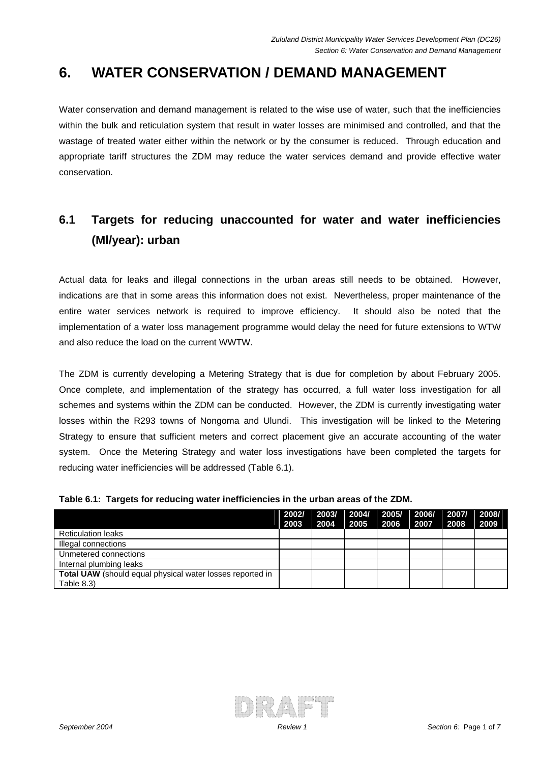# 6. WATER CONSERVATION / DEMAND MANAGEMENT

Water conservation and demand management is related to the wise use of water, such that the inefficiencies within the bulk and reticulation system that result in water losses are minimised and controlled, and that the wastage of treated water either within the network or by the consumer is reduced. Through education and appropriate tariff structures the ZDM may reduce the water services demand and provide effective water conservation.

## 6.1 Targets for reducing unaccounted for water and water inefficiencies (Ml/year): urban

Actual data for leaks and illegal connections in the urban areas still needs to be obtained. However, indications are that in some areas this information does not exist. Nevertheless, proper maintenance of the entire water services network is required to improve efficiency. It should also be noted that the implementation of a water loss management programme would delay the need for future extensions to WTW and also reduce the load on the current WWTW.

The ZDM is currently developing a Metering Strategy that is due for completion by about February 2005. Once complete, and implementation of the strategy has occurred, a full water loss investigation for all schemes and systems within the ZDM can be conducted. However, the ZDM is currently investigating water losses within the R293 towns of Nongoma and Ulundi. This investigation will be linked to the Metering Strategy to ensure that sufficient meters and correct placement give an accurate accounting of the water system. Once the Metering Strategy and water loss investigations have been completed the targets for reducing water inefficiencies will be addressed (Table 6.1).

**Table 6.1: Targets for reducing water inefficiencies in the urban areas of the ZDM.**

| | 2002/ 2003 | 2003/ 2004 | 2004/ 2005 | 2005/ 2006 | 2006/ 2007 | 2007/ 2008 | 2008/ 2009 |
|---|---|---|---|---|---|---|---|
| Reticulation leaks | | | | | | | |
| Illegal connections | | | | | | | |
| Unmetered connections | | | | | | | |
| Internal plumbing leaks | | | | | | | |
| **Total UAW** (should equal physical water losses reported in Table 8.3) | | | | | | | |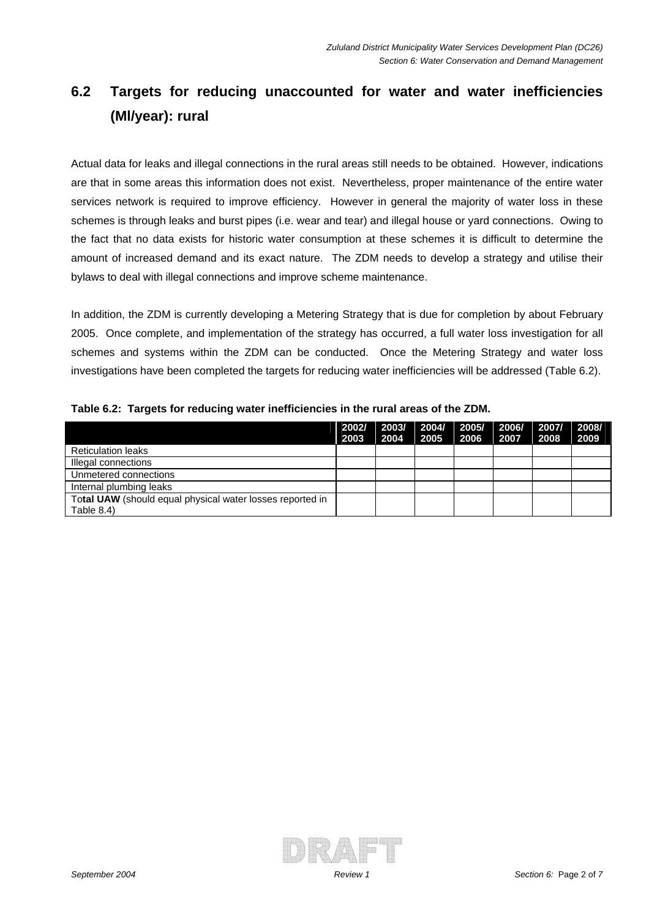## 6.2 Targets for reducing unaccounted for water and water inefficiencies (Ml/year): rural

Actual data for leaks and illegal connections in the rural areas still needs to be obtained. However, indications are that in some areas this information does not exist. Nevertheless, proper maintenance of the entire water services network is required to improve efficiency. However in general the majority of water loss in these schemes is through leaks and burst pipes (i.e. wear and tear) and illegal house or yard connections. Owing to the fact that no data exists for historic water consumption at these schemes it is difficult to determine the amount of increased demand and its exact nature. The ZDM needs to develop a strategy and utilise their bylaws to deal with illegal connections and improve scheme maintenance.

In addition, the ZDM is currently developing a Metering Strategy that is due for completion by about February 2005. Once complete, and implementation of the strategy has occurred, a full water loss investigation for all schemes and systems within the ZDM can be conducted. Once the Metering Strategy and water loss investigations have been completed the targets for reducing water inefficiencies will be addressed (Table 6.2).

**Table 6.2: Targets for reducing water inefficiencies in the rural areas of the ZDM.**

| | 2002/ 2003 | 2003/ 2004 | 2004/ 2005 | 2005/ 2006 | 2006/ 2007 | 2007/ 2008 | 2008/ 2009 |
|---|---|---|---|---|---|---|---|
| Reticulation leaks | | | | | | | |
| Illegal connections | | | | | | | |
| Unmetered connections | | | | | | | |
| Internal plumbing leaks | | | | | | | |
| To**tal UAW** (should equal physical water losses reported in Table 8.4) | | | | | | | |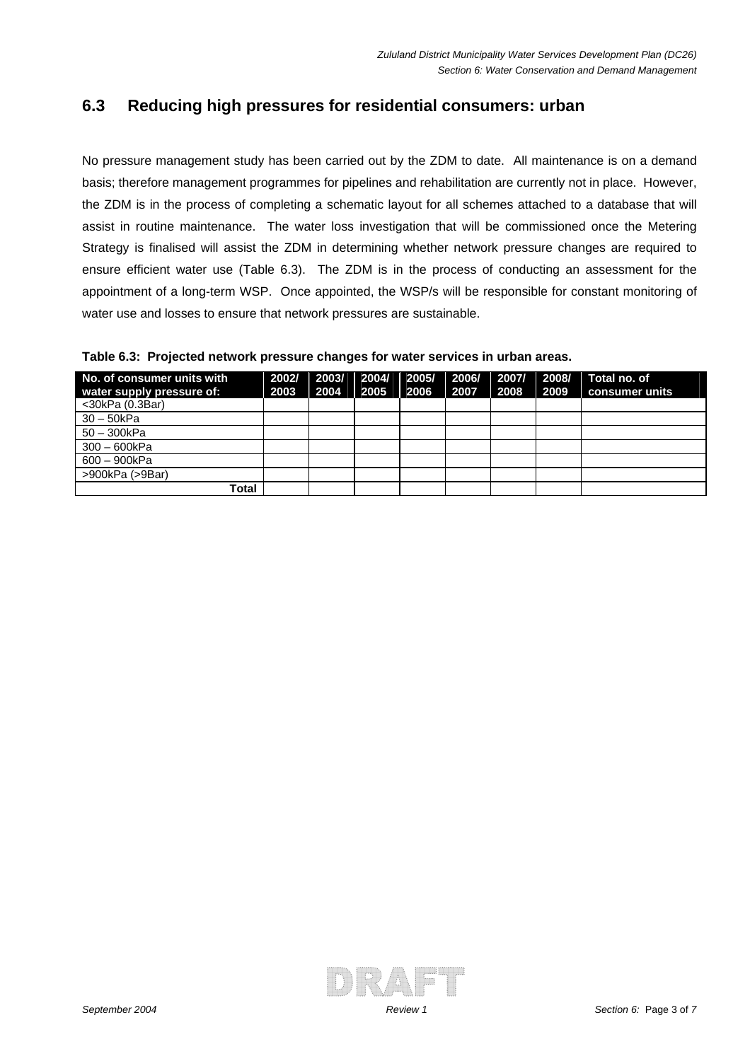## 6.3 Reducing high pressures for residential consumers: urban

No pressure management study has been carried out by the ZDM to date. All maintenance is on a demand basis; therefore management programmes for pipelines and rehabilitation are currently not in place. However, the ZDM is in the process of completing a schematic layout for all schemes attached to a database that will assist in routine maintenance. The water loss investigation that will be commissioned once the Metering Strategy is finalised will assist the ZDM in determining whether network pressure changes are required to ensure efficient water use (Table 6.3). The ZDM is in the process of conducting an assessment for the appointment of a long-term WSP. Once appointed, the WSP/s will be responsible for constant monitoring of water use and losses to ensure that network pressures are sustainable.

**Table 6.3: Projected network pressure changes for water services in urban areas.**

| No. of consumer units with water supply pressure of: | 2002/ 2003 | 2003/ 2004 | 2004/ 2005 | 2005/ 2006 | 2006/ 2007 | 2007/ 2008 | 2008/ 2009 | Total no. of consumer units |
|---|---|---|---|---|---|---|---|---|
| <30kPa (0.3Bar) | | | | | | | | |
| 30 – 50kPa | | | | | | | | |
| 50 – 300kPa | | | | | | | | |
| 300 – 600kPa | | | | | | | | |
| 600 – 900kPa | | | | | | | | |
| >900kPa (>9Bar) | | | | | | | | |
| **Total** | | | | | | | | |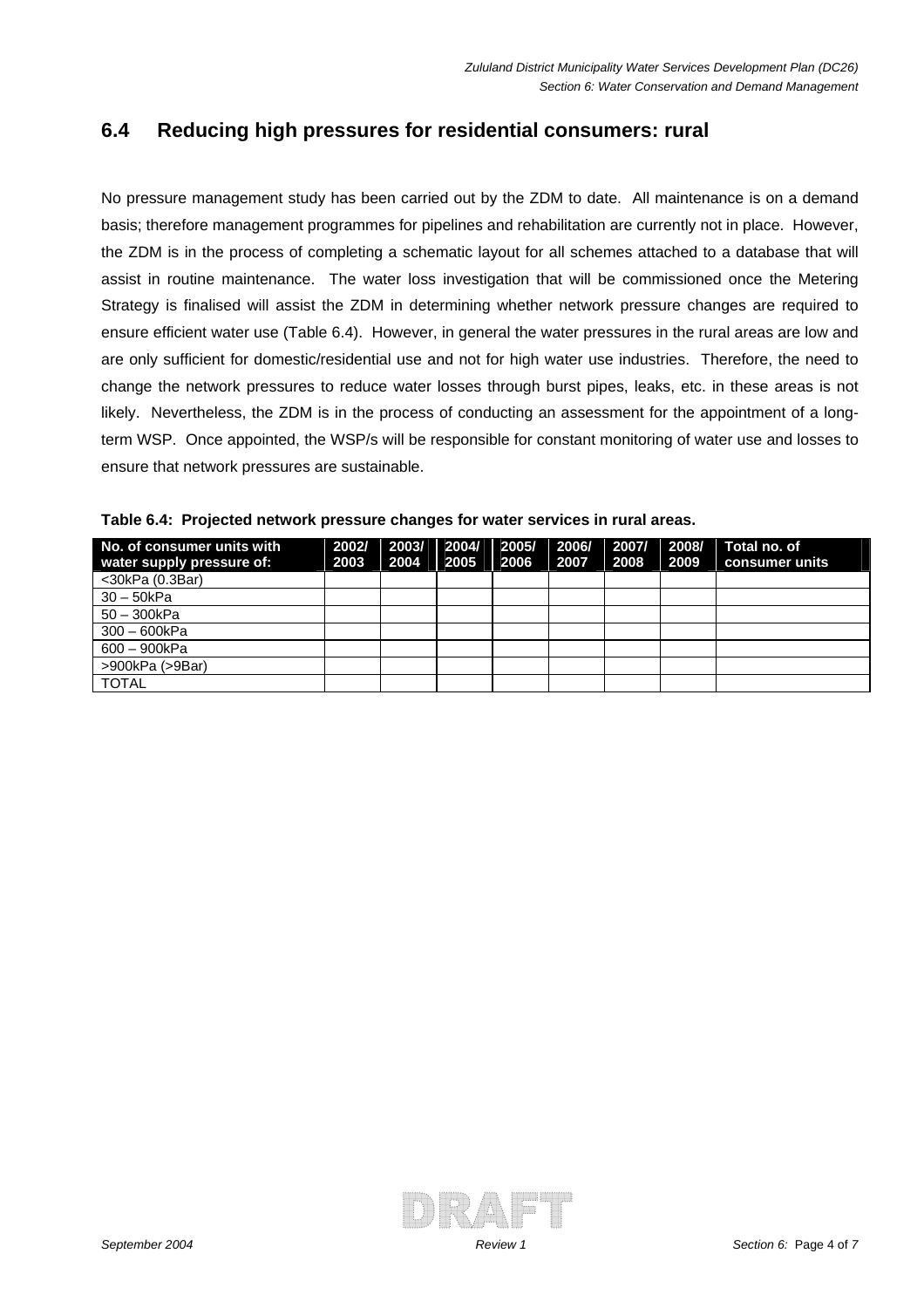## 6.4 Reducing high pressures for residential consumers: rural

No pressure management study has been carried out by the ZDM to date. All maintenance is on a demand basis; therefore management programmes for pipelines and rehabilitation are currently not in place. However, the ZDM is in the process of completing a schematic layout for all schemes attached to a database that will assist in routine maintenance. The water loss investigation that will be commissioned once the Metering Strategy is finalised will assist the ZDM in determining whether network pressure changes are required to ensure efficient water use (Table 6.4). However, in general the water pressures in the rural areas are low and are only sufficient for domestic/residential use and not for high water use industries. Therefore, the need to change the network pressures to reduce water losses through burst pipes, leaks, etc. in these areas is not likely. Nevertheless, the ZDM is in the process of conducting an assessment for the appointment of a long-term WSP. Once appointed, the WSP/s will be responsible for constant monitoring of water use and losses to ensure that network pressures are sustainable.

**Table 6.4: Projected network pressure changes for water services in rural areas.**

| No. of consumer units with water supply pressure of: | 2002/ 2003 | 2003/ 2004 | 2004/ 2005 | 2005/ 2006 | 2006/ 2007 | 2007/ 2008 | 2008/ 2009 | Total no. of consumer units |
|---|---|---|---|---|---|---|---|---|
| <30kPa (0.3Bar) | | | | | | | | |
| 30 – 50kPa | | | | | | | | |
| 50 – 300kPa | | | | | | | | |
| 300 – 600kPa | | | | | | | | |
| 600 – 900kPa | | | | | | | | |
| >900kPa (>9Bar) | | | | | | | | |
| TOTAL | | | | | | | | |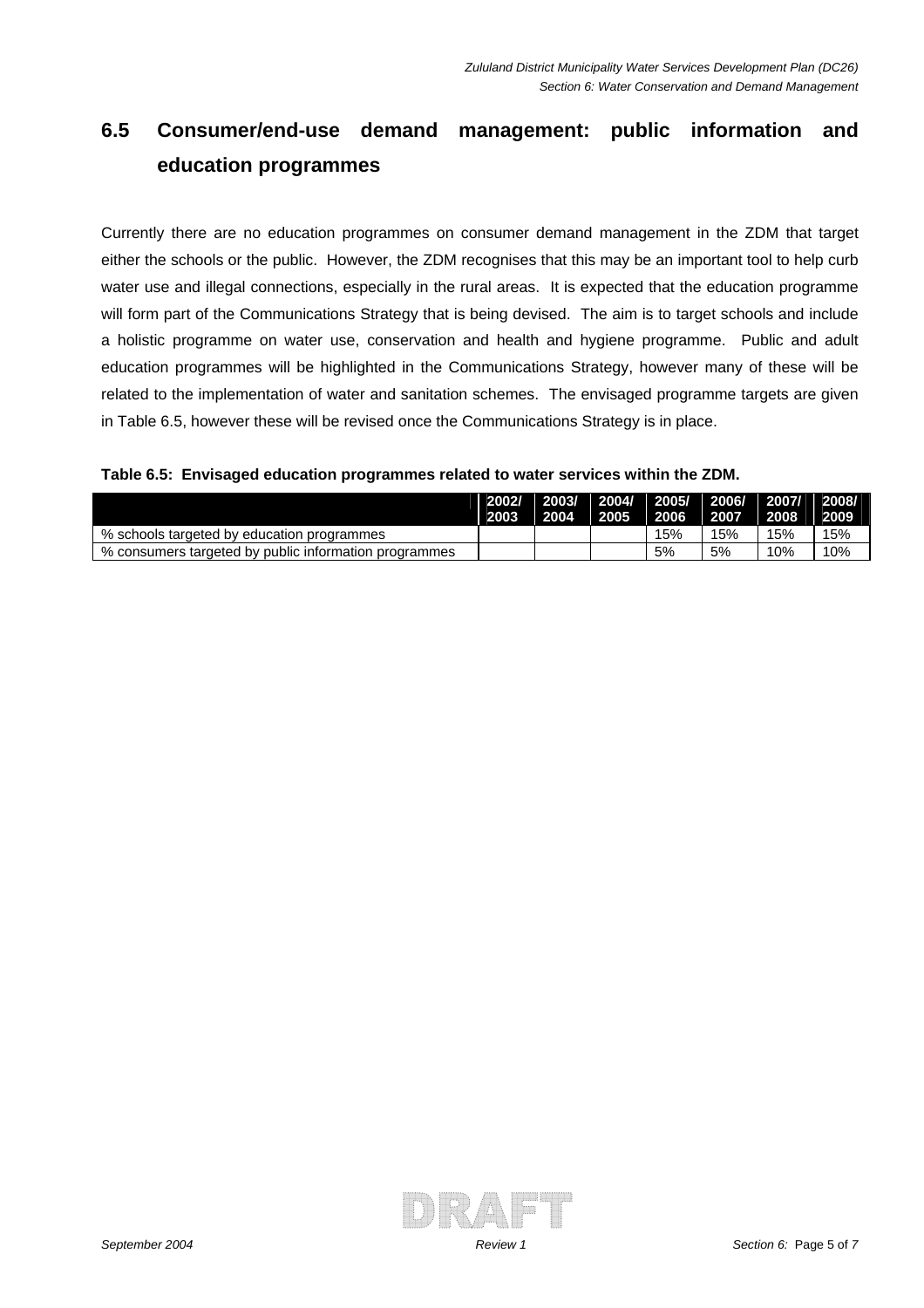## 6.5 Consumer/end-use demand management: public information and education programmes

Currently there are no education programmes on consumer demand management in the ZDM that target either the schools or the public. However, the ZDM recognises that this may be an important tool to help curb water use and illegal connections, especially in the rural areas. It is expected that the education programme will form part of the Communications Strategy that is being devised. The aim is to target schools and include a holistic programme on water use, conservation and health and hygiene programme. Public and adult education programmes will be highlighted in the Communications Strategy, however many of these will be related to the implementation of water and sanitation schemes. The envisaged programme targets are given in Table 6.5, however these will be revised once the Communications Strategy is in place.

**Table 6.5: Envisaged education programmes related to water services within the ZDM.**

| | 2002/ 2003 | 2003/ 2004 | 2004/ 2005 | 2005/ 2006 | 2006/ 2007 | 2007/ 2008 | 2008/ 2009 |
|---|---|---|---|---|---|---|---|
| % schools targeted by education programmes | | | | 15% | 15% | 15% | 15% |
| % consumers targeted by public information programmes | | | | 5% | 5% | 10% | 10% |

DRAFT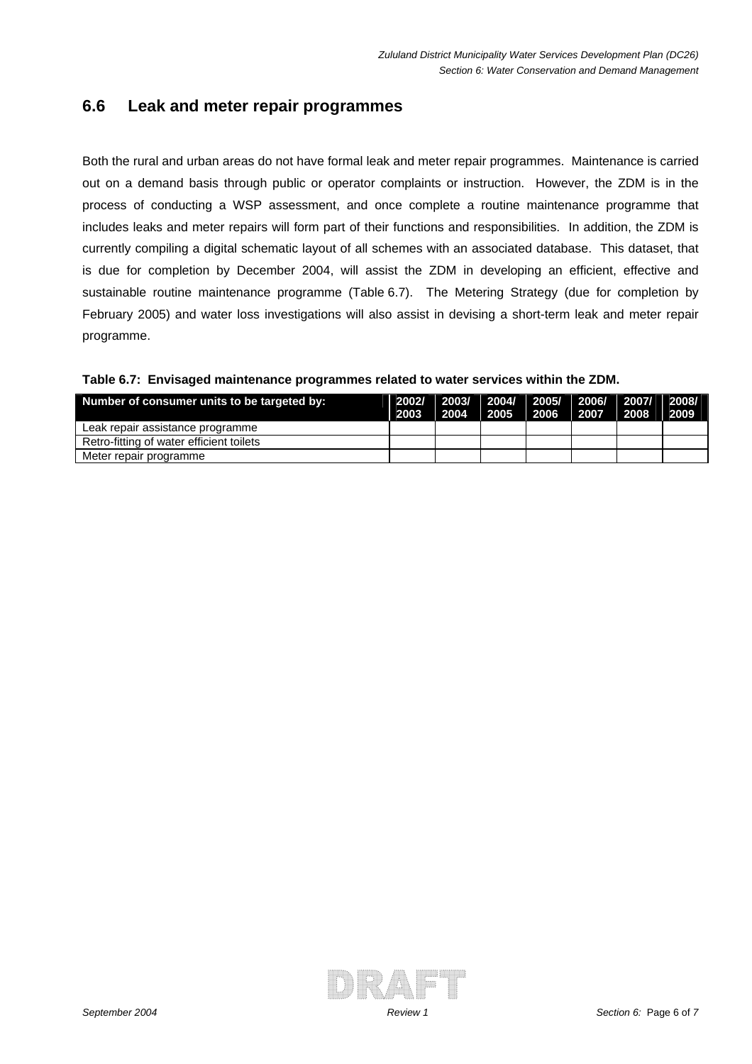## 6.6 Leak and meter repair programmes

Both the rural and urban areas do not have formal leak and meter repair programmes. Maintenance is carried out on a demand basis through public or operator complaints or instruction. However, the ZDM is in the process of conducting a WSP assessment, and once complete a routine maintenance programme that includes leaks and meter repairs will form part of their functions and responsibilities. In addition, the ZDM is currently compiling a digital schematic layout of all schemes with an associated database. This dataset, that is due for completion by December 2004, will assist the ZDM in developing an efficient, effective and sustainable routine maintenance programme (Table 6.7). The Metering Strategy (due for completion by February 2005) and water loss investigations will also assist in devising a short-term leak and meter repair programme.

**Table 6.7: Envisaged maintenance programmes related to water services within the ZDM.**

| Number of consumer units to be targeted by: | 2002/ 2003 | 2003/ 2004 | 2004/ 2005 | 2005/ 2006 | 2006/ 2007 | 2007/ 2008 | 2008/ 2009 |
|---|---|---|---|---|---|---|---|
| Leak repair assistance programme | | | | | | | |
| Retro-fitting of water efficient toilets | | | | | | | |
| Meter repair programme | | | | | | | |

DRAFT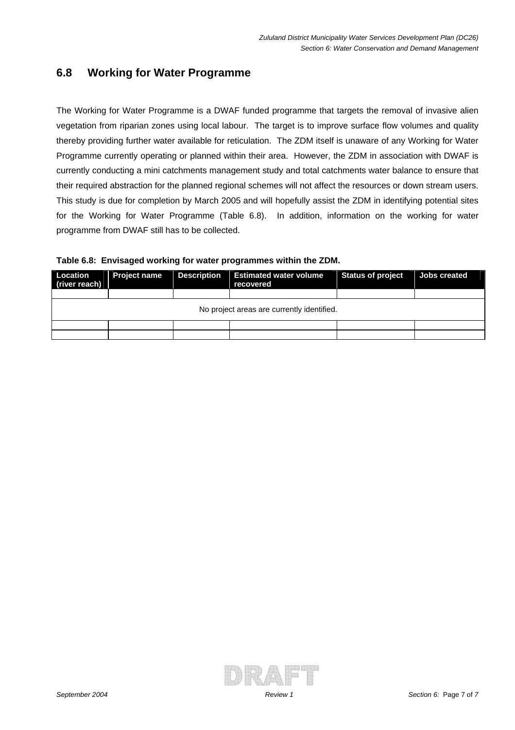## 6.8 Working for Water Programme

The Working for Water Programme is a DWAF funded programme that targets the removal of invasive alien vegetation from riparian zones using local labour. The target is to improve surface flow volumes and quality thereby providing further water available for reticulation. The ZDM itself is unaware of any Working for Water Programme currently operating or planned within their area. However, the ZDM in association with DWAF is currently conducting a mini catchments management study and total catchments water balance to ensure that their required abstraction for the planned regional schemes will not affect the resources or down stream users. This study is due for completion by March 2005 and will hopefully assist the ZDM in identifying potential sites for the Working for Water Programme (Table 6.8). In addition, information on the working for water programme from DWAF still has to be collected.

**Table 6.8: Envisaged working for water programmes within the ZDM.**

| Location (river reach) | Project name | Description | Estimated water volume recovered | Status of project | Jobs created |
|---|---|---|---|---|---|
| | | | | | |
| No project areas are currently identified. | | | | | |
| | | | | | |
| | | | | | |

DRAFT